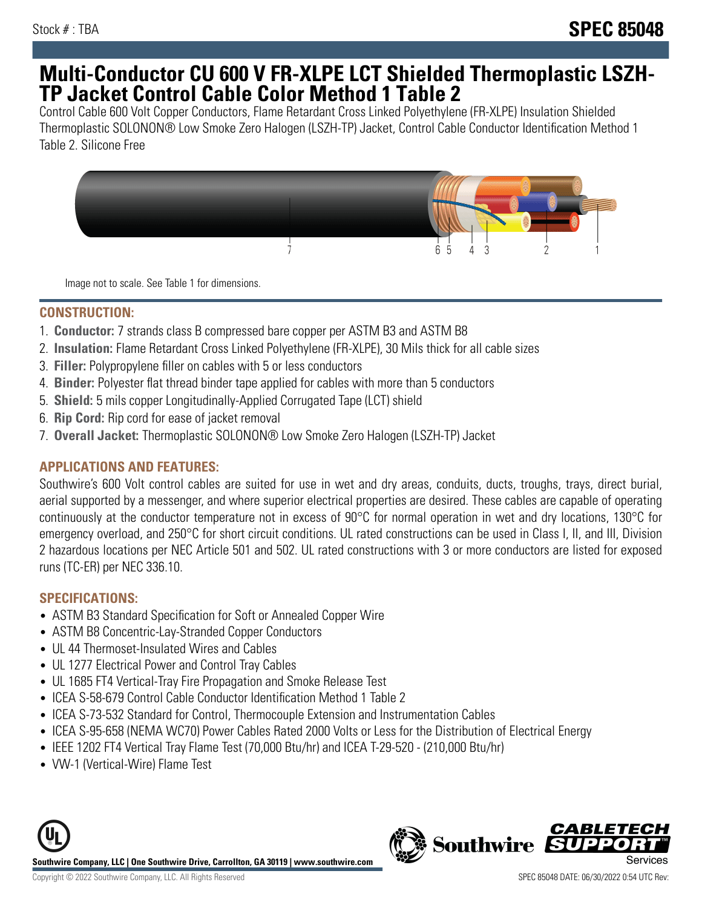Stock # : TBA

# SPEC 85048

# Multi-Conductor CU 600 V FR-XLPE LCT Shielded Thermoplastic LSZH-TP Jacket Control Cable Color Method 1 Table 2

Control Cable 600 Volt Copper Conductors, Flame Retardant Cross Linked Polyethylene (FR-XLPE) Insulation Shielded Thermoplastic SOLONON® Low Smoke Zero Halogen (LSZH-TP) Jacket, Control Cable Conductor Identification Method 1 Table 2. Silicone Free

Image not to scale. See Table 1 for dimensions.

## CONSTRUCTION:

1. **Conductor:** 7 strands class B compressed bare copper per ASTM B3 and ASTM B8
2. **Insulation:** Flame Retardant Cross Linked Polyethylene (FR-XLPE), 30 Mils thick for all cable sizes
3. **Filler:** Polypropylene filler on cables with 5 or less conductors
4. **Binder:** Polyester flat thread binder tape applied for cables with more than 5 conductors
5. **Shield:** 5 mils copper Longitudinally-Applied Corrugated Tape (LCT) shield
6. **Rip Cord:** Rip cord for ease of jacket removal
7. **Overall Jacket:** Thermoplastic SOLONON® Low Smoke Zero Halogen (LSZH-TP) Jacket

## APPLICATIONS AND FEATURES:

Southwire's 600 Volt control cables are suited for use in wet and dry areas, conduits, ducts, troughs, trays, direct burial, aerial supported by a messenger, and where superior electrical properties are desired. These cables are capable of operating continuously at the conductor temperature not in excess of 90°C for normal operation in wet and dry locations, 130°C for emergency overload, and 250°C for short circuit conditions. UL rated constructions can be used in Class I, II, and III, Division 2 hazardous locations per NEC Article 501 and 502. UL rated constructions with 3 or more conductors are listed for exposed runs (TC-ER) per NEC 336.10.

## SPECIFICATIONS:

- ASTM B3 Standard Specification for Soft or Annealed Copper Wire
- ASTM B8 Concentric-Lay-Stranded Copper Conductors
- UL 44 Thermoset-Insulated Wires and Cables
- UL 1277 Electrical Power and Control Tray Cables
- UL 1685 FT4 Vertical-Tray Fire Propagation and Smoke Release Test
- ICEA S-58-679 Control Cable Conductor Identification Method 1 Table 2
- ICEA S-73-532 Standard for Control, Thermocouple Extension and Instrumentation Cables
- ICEA S-95-658 (NEMA WC70) Power Cables Rated 2000 Volts or Less for the Distribution of Electrical Energy
- IEEE 1202 FT4 Vertical Tray Flame Test (70,000 Btu/hr) and ICEA T-29-520 - (210,000 Btu/hr)
- VW-1 (Vertical-Wire) Flame Test

**Southwire Company, LLC | One Southwire Drive, Carrollton, GA 30119 | www.southwire.com**

Copyright © 2022 Southwire Company, LLC. All Rights Reserved

SPEC 85048 DATE: 06/30/2022 0:54 UTC Rev: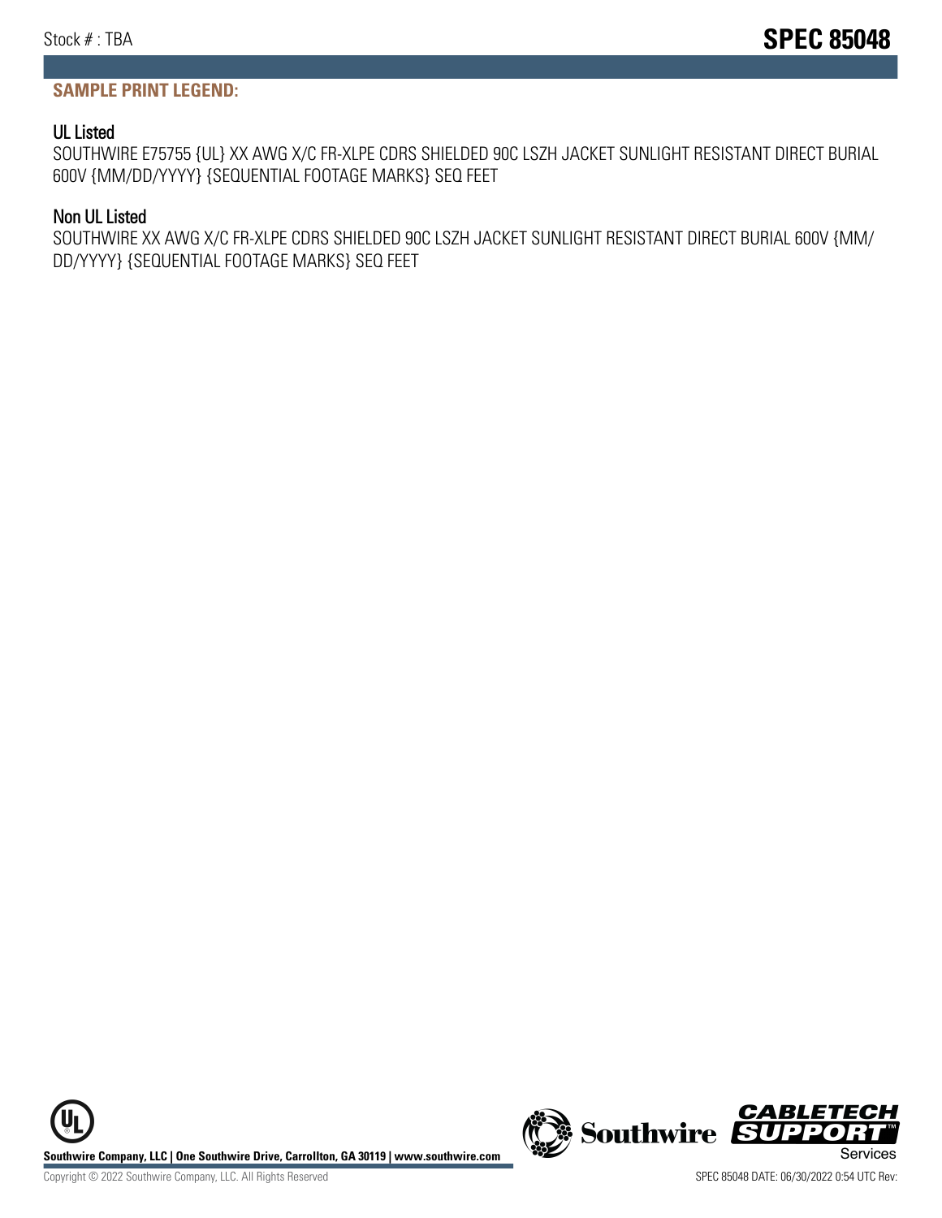**SAMPLE PRINT LEGEND:**

### UL Listed

SOUTHWIRE E75755 {UL} XX AWG X/C FR-XLPE CDRS SHIELDED 90C LSZH JACKET SUNLIGHT RESISTANT DIRECT BURIAL 600V {MM/DD/YYYY} {SEQUENTIAL FOOTAGE MARKS} SEQ FEET

### Non UL Listed

SOUTHWIRE XX AWG X/C FR-XLPE CDRS SHIELDED 90C LSZH JACKET SUNLIGHT RESISTANT DIRECT BURIAL 600V {MM/DD/YYYY} {SEQUENTIAL FOOTAGE MARKS} SEQ FEET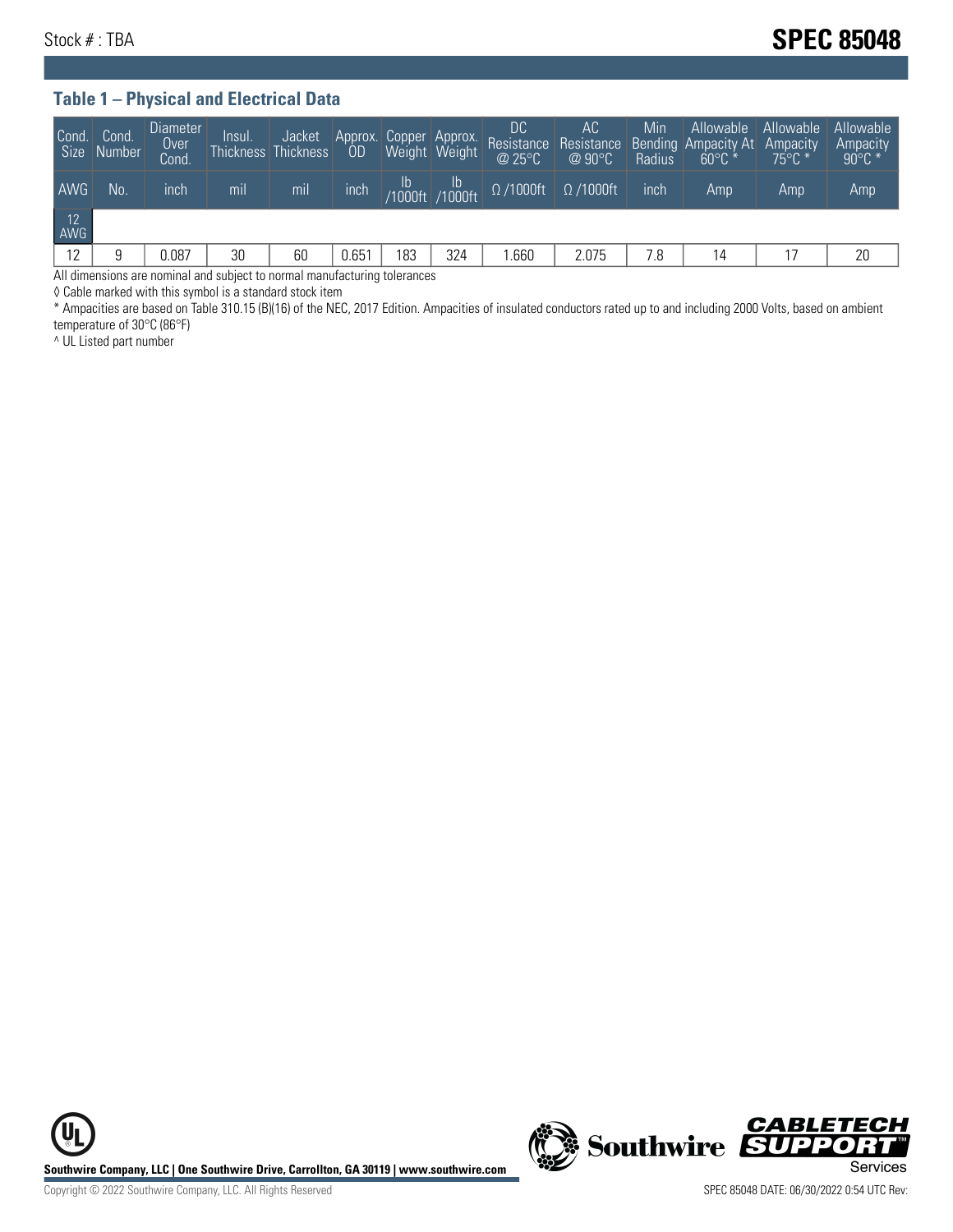Stock # : TBA

# SPEC 85048

## Table 1 – Physical and Electrical Data

| Cond. Size | Cond. Number | Diameter Over Cond. | Insul. Thickness | Jacket Thickness | Approx. OD | Copper Weight | Approx. Weight | DC Resistance @ 25°C | AC Resistance @ 90°C | Min Bending Radius | Allowable Ampacity At 60°C * | Allowable Ampacity 75°C * | Allowable Ampacity 90°C * |
|---|---|---|---|---|---|---|---|---|---|---|---|---|---|
| AWG | No. | inch | mil | mil | inch | lb /1000ft | lb /1000ft | Ω /1000ft | Ω /1000ft | inch | Amp | Amp | Amp |
| 12 AWG | | | | | | | | | | | | | |
| 12 | 9 | 0.087 | 30 | 60 | 0.651 | 183 | 324 | 1.660 | 2.075 | 7.8 | 14 | 17 | 20 |

All dimensions are nominal and subject to normal manufacturing tolerances

◊ Cable marked with this symbol is a standard stock item

* Ampacities are based on Table 310.15 (B)(16) of the NEC, 2017 Edition. Ampacities of insulated conductors rated up to and including 2000 Volts, based on ambient temperature of 30°C (86°F)

^ UL Listed part number

Southwire Company, LLC | One Southwire Drive, Carrollton, GA 30119 | www.southwire.com

Copyright © 2022 Southwire Company, LLC. All Rights Reserved

SPEC 85048 DATE: 06/30/2022 0:54 UTC Rev: